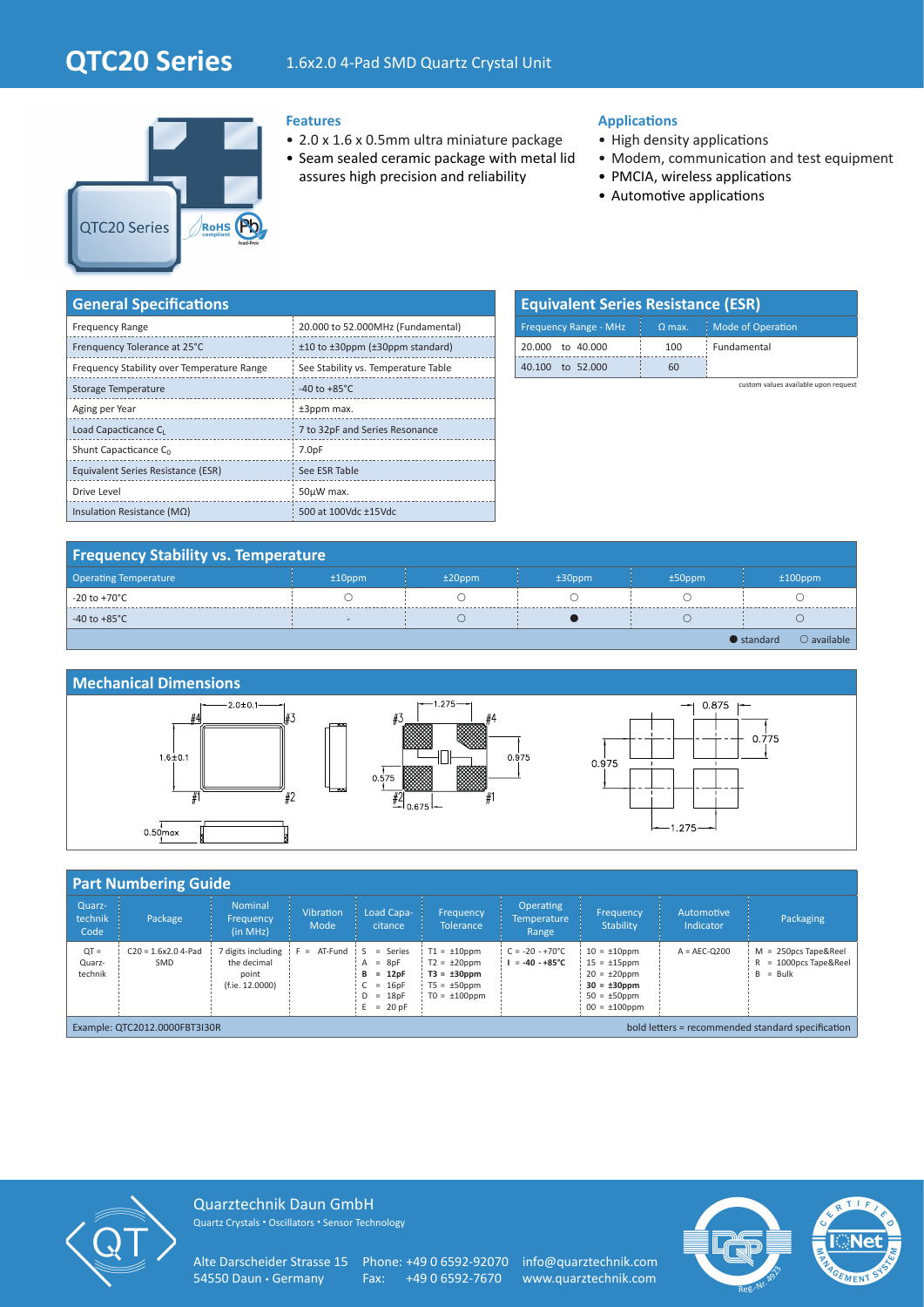# QTC20 Series

1.6x2.0 4-Pad SMD Quartz Crystal Unit

### Features

- 2.0 x 1.6 x 0.5mm ultra miniature package
- Seam sealed ceramic package with metal lid assures high precision and reliability

### Applications

- High density applications
- Modem, communication and test equipment
- PMCIA, wireless applications
- Automotive applications

## General Specifications

| | |
|---|---|
| Frequency Range | 20.000 to 52.000MHz (Fundamental) |
| Frenquency Tolerance at 25°C | ±10 to ±30ppm (±30ppm standard) |
| Frequency Stability over Temperature Range | See Stability vs. Temperature Table |
| Storage Temperature | -40 to +85°C |
| Aging per Year | ±3ppm max. |
| Load Capacitance $C_L$ | 7 to 32pF and Series Resonance |
| Shunt Capacticance $C_0$ | 7.0pF |
| Equivalent Series Resistance (ESR) | See ESR Table |
| Drive Level | 50µW max. |
| Insulation Resistance (MΩ) | 500 at 100Vdc ±15Vdc |

## Equivalent Series Resistance (ESR)

| Frequency Range - MHz | Ω max. | Mode of Operation |
|---|---|---|
| 20.000 to 40.000 | 100 | Fundamental |
| 40.100 to 52.000 | 60 | |

custom values available upon request

## Frequency Stability vs. Temperature

| Operating Temperature | ±10ppm | ±20ppm | ±30ppm | ±50ppm | ±100ppm |
|---|---|---|---|---|---|
| -20 to +70°C | ○ | ○ | ○ | ○ | ○ |
| -40 to +85°C | - | ○ | ● | ○ | ○ |

● standard ○ available

## Mechanical Dimensions

2.0±0.1, 1.6±0.1, 0.50max, 1.275, 0.975, 0.575, 0.675, 0.875, 0.775, 0.975, 1.275

## Part Numbering Guide

| Quarz-technik Code | Package | Nominal Frequency (in MHz) | Vibration Mode | Load Capa-citance | Frequency Tolerance | Operating Temperature Range | Frequency Stability | Automotive Indicator | Packaging |
|---|---|---|---|---|---|---|---|---|---|
| QT = Quarz-technik | C20 = 1.6x2.0 4-Pad SMD | 7 digits including the decimal point (f.ie. 12.0000) | F = AT-Fund | S = Series<br>A = 8pF<br>**B = 12pF**<br>C = 16pF<br>D = 18pF<br>E = 20 pF | T1 = ±10ppm<br>T2 = ±20ppm<br>**T3 = ±30ppm**<br>T5 = ±50ppm<br>T0 = ±100ppm | C = -20 - +70°C<br>**I = -40 - +85°C** | 10 = ±10ppm<br>15 = ±15ppm<br>20 = ±20ppm<br>**30 = ±30ppm**<br>50 = ±50ppm<br>00 = ±100ppm | A = AEC-Q200 | M = 250pcs Tape&Reel<br>R = 1000pcs Tape&Reel<br>B = Bulk |

Example: QTC2012.0000FBT3I30R

bold letters = recommended standard specification

Quarztechnik Daun GmbH
Quartz Crystals • Oscillators • Sensor Technology

Alte Darscheider Strasse 15
54550 Daun • Germany

Phone: +49 0 6592-92070
Fax: +49 0 6592-7670

info@quarztechnik.com
www.quarztechnik.com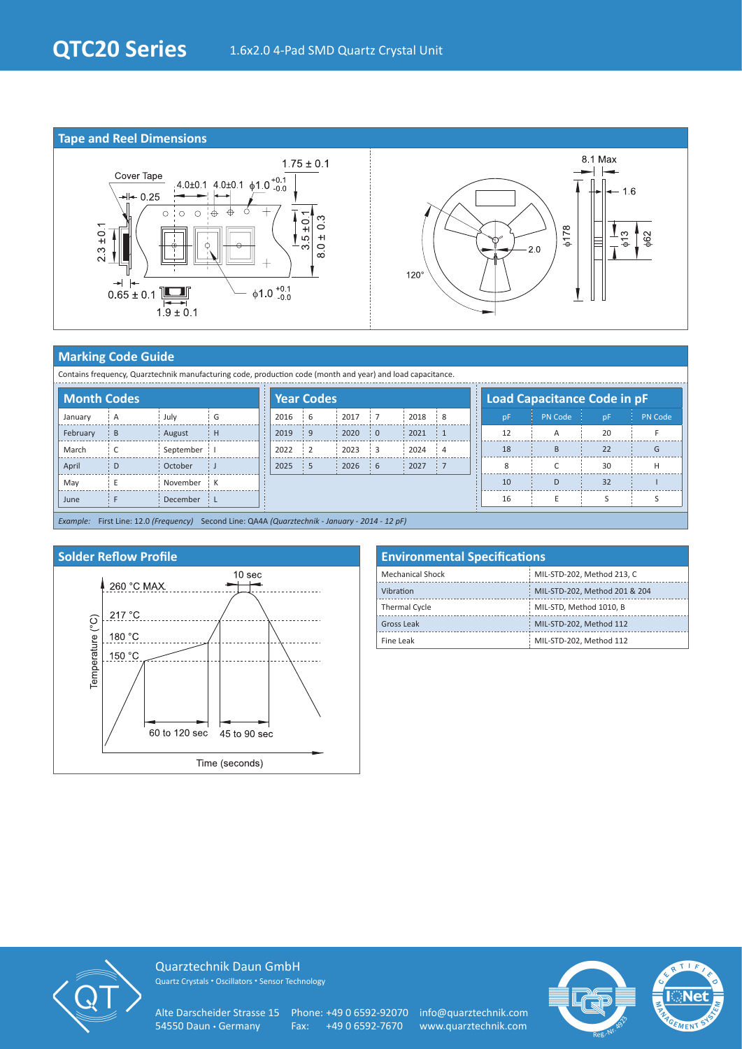# QTC20 Series

1.6x2.0 4-Pad SMD Quartz Crystal Unit

## Tape and Reel Dimensions

Cover Tape
0.25
2.3 ± 0.1
0.65 ± 0.1
1.9 ± 0.1
4.0±0.1
4.0±0.1
ϕ1.0 +0.1 -0.0
1.75 ± 0.1
3.5 ± 0.1
8.0 ± 0.3
ϕ1.0 +0.1 -0.0

8.1 Max
1.6
120°
2.0
ϕ178
ϕ13
ϕ62

## Marking Code Guide

Contains frequency, Quarztechnik manufacturing code, production code (month and year) and load capacitance.

### Month Codes

| | | | |
|---|---|---|---|
| January | A | July | G |
| February | B | August | H |
| March | C | September | I |
| April | D | October | J |
| May | E | November | K |
| June | F | December | L |

### Year Codes

| | | | | | |
|---|---|---|---|---|---|
| 2016 | 6 | 2017 | 7 | 2018 | 8 |
| 2019 | 9 | 2020 | 0 | 2021 | 1 |
| 2022 | 2 | 2023 | 3 | 2024 | 4 |
| 2025 | 5 | 2026 | 6 | 2027 | 7 |

### Load Capacitance Code in pF

| pF | PN Code | pF | PN Code |
|---|---|---|---|
| 12 | A | 20 | F |
| 18 | B | 22 | G |
| 8 | C | 30 | H |
| 10 | D | 32 | I |
| 16 | E | S | S |

*Example:* First Line: 12.0 *(Frequency)* Second Line: QA4A *(Quarztechnik - January - 2014 - 12 pF)*

## Solder Reflow Profile

Temperature (°C)
260 °C MAX
217 °C
180 °C
150 °C
10 sec
60 to 120 sec
45 to 90 sec
Time (seconds)

## Environmental Specifications

| | |
|---|---|
| Mechanical Shock | MIL-STD-202, Method 213, C |
| Vibration | MIL-STD-202, Method 201 & 204 |
| Thermal Cycle | MIL-STD, Method 1010, B |
| Gross Leak | MIL-STD-202, Method 112 |
| Fine Leak | MIL-STD-202, Method 112 |

Quarztechnik Daun GmbH
Quartz Crystals • Oscillators • Sensor Technology

Alte Darscheider Strasse 15
54550 Daun • Germany
Phone: +49 0 6592-92070
Fax: +49 0 6592-7670
info@quarztechnik.com
www.quarztechnik.com